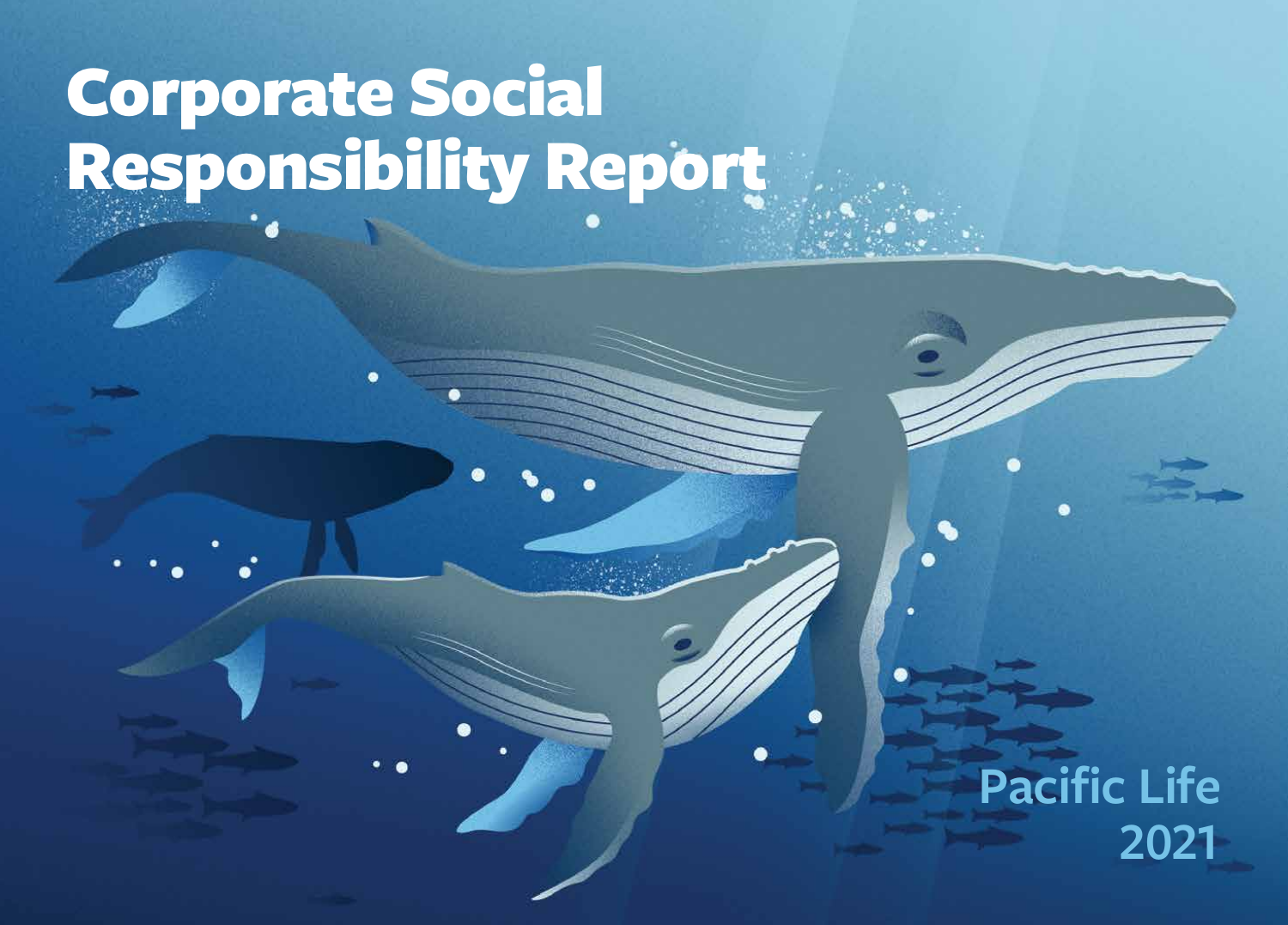# Corporate Social Responsibility Report

Pacific Life
2021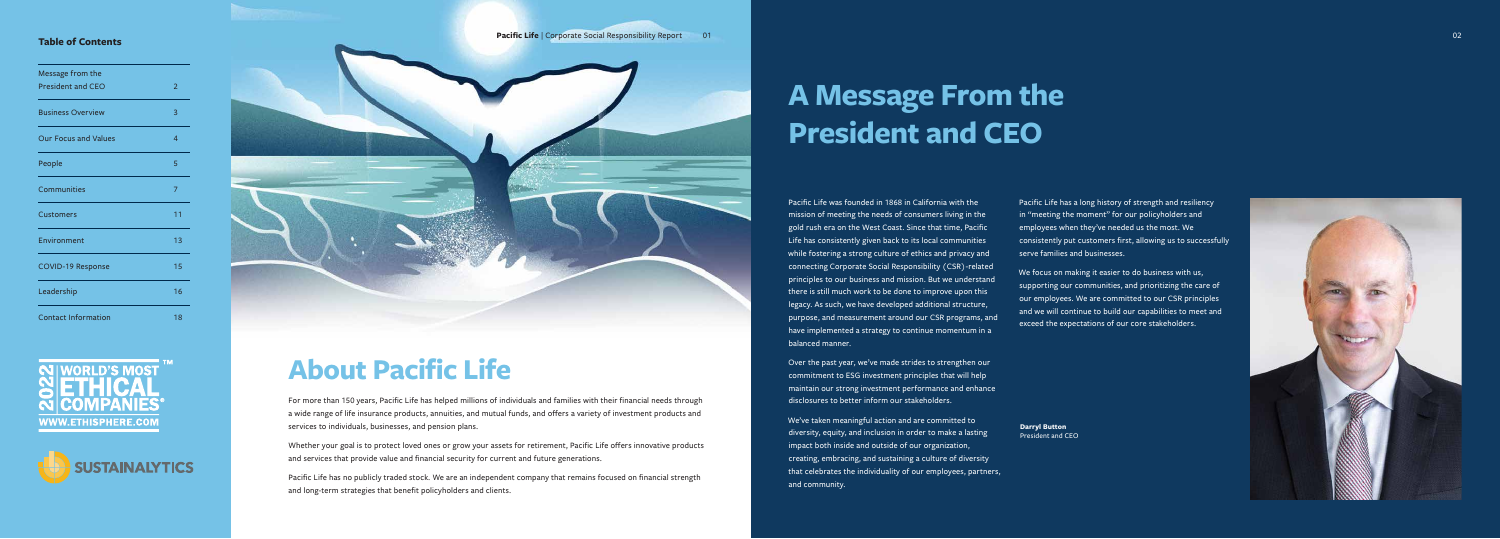## Table of Contents

| Section | Page |
|---|---|
| Message from the President and CEO | 2 |
| Business Overview | 3 |
| Our Focus and Values | 4 |
| People | 5 |
| Communities | 7 |
| Customers | 11 |
| Environment | 13 |
| COVID-19 Response | 15 |
| Leadership | 16 |
| Contact Information | 18 |

2021 WORLD'S MOST ETHICAL COMPANIES®
WWW.ETHISPHERE.COM

SUSTAINALYTICS

# About Pacific Life

For more than 150 years, Pacific Life has helped millions of individuals and families with their financial needs through a wide range of life insurance products, annuities, and mutual funds, and offers a variety of investment products and services to individuals, businesses, and pension plans.

Whether your goal is to protect loved ones or grow your assets for retirement, Pacific Life offers innovative products and services that provide value and financial security for current and future generations.

Pacific Life has no publicly traded stock. We are an independent company that remains focused on financial strength and long-term strategies that benefit policyholders and clients.

# A Message From the President and CEO

Pacific Life was founded in 1868 in California with the mission of meeting the needs of consumers living in the gold rush era on the West Coast. Since that time, Pacific Life has consistently given back to its local communities while fostering a strong culture of ethics and privacy and connecting Corporate Social Responsibility (CSR)-related principles to our business and mission. But we understand there is still much work to be done to improve upon this legacy. As such, we have developed additional structure, purpose, and measurement around our CSR programs, and have implemented a strategy to continue momentum in a balanced manner.

Over the past year, we've made strides to strengthen our commitment to ESG investment principles that will help maintain our strong investment performance and enhance disclosures to better inform our stakeholders.

We've taken meaningful action and are committed to diversity, equity, and inclusion in order to make a lasting impact both inside and outside of our organization, creating, embracing, and sustaining a culture of diversity that celebrates the individuality of our employees, partners, and community.

Pacific Life has a long history of strength and resiliency in "meeting the moment" for our policyholders and employees when they've needed us the most. We consistently put customers first, allowing us to successfully serve families and businesses.

We focus on making it easier to do business with us, supporting our communities, and prioritizing the care of our employees. We are committed to our CSR principles and we will continue to build our capabilities to meet and exceed the expectations of our core stakeholders.

**Darryl Button**
President and CEO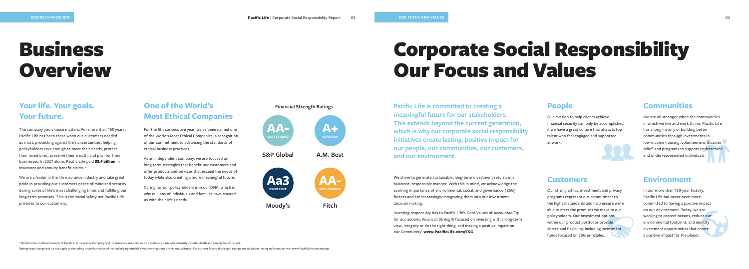# Business Overview

## Your life. Your goals. Your future.

The company you choose matters. For more than 150 years, Pacific Life has been there when our customers needed us most, protecting against life's uncertainties, helping policyholders save enough to meet their needs, protect their loved ones, preserve their wealth, and plan for their businesses. In 2021 alone, Pacific Life paid **$3.4 billion** in insurance and annuity benefit claims.*

We are a leader in the life insurance industry and take great pride in providing our customers peace of mind and security during some of life's most challenging times and fulfilling our long-term promises. This is the social safety net Pacific Life provides to our customers.

## One of the World's Most Ethical Companies

For the 5th consecutive year, we've been named one of the World's Most Ethical Companies, a recognition of our commitment to advancing the standards of ethical business practices.

As an independent company, we are focused on long-term strategies that benefit our customers and offer products and services that exceed the needs of today while also creating a more meaningful future.

Caring for our policyholders is in our DNA, which is why millions of individuals and families have trusted us with their life's needs.

### Financial Strength Ratings

| Rating | Description | Agency |
|---|---|---|
| AA- | VERY STRONG | S&P Global |
| A+ | SUPERIOR | A.M. Best |
| Aa3 | EXCELLENT | Moody's |
| AA- | VERY STRONG | Fitch |

\* Reflects the combined results of Pacific Life Insurance Company and its insurance subsidiaries on a statutory basis and primarily includes death and annuity benefits paid.

Ratings may change and do not apply to the safety or performance of the underlying variable investment options or the mutual funds. For current financial strength ratings and additional rating information, visit www.PacificLife.com/ratings.

# Corporate Social Responsibility Our Focus and Values

**Pacific Life is committed to creating a meaningful future for our stakeholders. This extends beyond the current generation, which is why our corporate social responsibility initiatives create lasting, positive impact for our people, our communities, our customers, and our environment.**

We strive to generate sustainable, long-term investment returns in a balanced, responsible manner. With this in mind, we acknowledge the evolving importance of environmental, social, and governance (ESG) factors and are increasingly integrating them into our investment decision making.

Investing responsibly ties to Pacific Life's Core Values of *Accountability* for our actions, *Financial Strength* focused on investing with a long-term view, *Integrity* to do the right thing, and making a positive impact on our *Community*. **www.PacificLife.com/ESG**

## People

Our mission to help clients achieve financial security can only be accomplished if we have a great culture that attracts top talent who feel engaged and supported at work.

## Communities

We are all stronger when the communities in which we live and work thrive. Pacific Life has a long history of building better communities through investments in low-income housing, volunteerism, disaster relief, and programs to support underserved and underrepresented individuals.

## Customers

Our strong ethics, investment, and privacy programs represent our commitment to the highest standards and help ensure we're able to meet the promises we make to our policyholders. Our investment options within our product portfolios provide choice and flexibility, including investment funds focused on ESG principles.

## Environment

In our more than 150-year history, Pacific Life has never been more committed to having a positive impact on our environment. Today, we are working to protect oceans, reduce our environmental footprint, and identify investment opportunities that create a positive impact for the planet.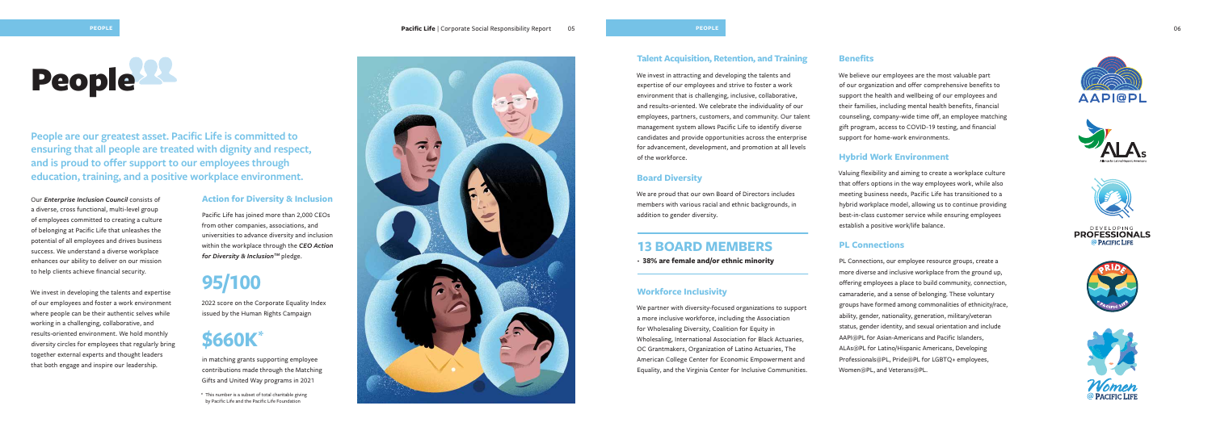# People

**People are our greatest asset. Pacific Life is committed to ensuring that all people are treated with dignity and respect, and is proud to offer support to our employees through education, training, and a positive workplace environment.**

Our ***Enterprise Inclusion Council*** consists of a diverse, cross functional, multi-level group of employees committed to creating a culture of belonging at Pacific Life that unleashes the potential of all employees and drives business success. We understand a diverse workplace enhances our ability to deliver on our mission to help clients achieve financial security.

We invest in developing the talents and expertise of our employees and foster a work environment where people can be their authentic selves while working in a challenging, collaborative, and results-oriented environment. We hold monthly diversity circles for employees that regularly bring together external experts and thought leaders that both engage and inspire our leadership.

### Action for Diversity & Inclusion

Pacific Life has joined more than 2,000 CEOs from other companies, associations, and universities to advance diversity and inclusion within the workplace through the ***CEO Action for Diversity & Inclusion™*** pledge.

## 95/100

2022 score on the Corporate Equality Index issued by the Human Rights Campaign

## $660K*

in matching grants supporting employee contributions made through the Matching Gifts and United Way programs in 2021

\* This number is a subset of total charitable giving by Pacific Life and the Pacific Life Foundation

### Talent Acquisition, Retention, and Training

We invest in attracting and developing the talents and expertise of our employees and strive to foster a work environment that is challenging, inclusive, collaborative, and results-oriented. We celebrate the individuality of our employees, partners, customers, and community. Our talent management system allows Pacific Life to identify diverse candidates and provide opportunities across the enterprise for advancement, development, and promotion at all levels of the workforce.

### Board Diversity

We are proud that our own Board of Directors includes members with various racial and ethnic backgrounds, in addition to gender diversity.

## 13 BOARD MEMBERS

- **38% are female and/or ethnic minority**

### Workforce Inclusivity

We partner with diversity-focused organizations to support a more inclusive workforce, including the Association for Wholesaling Diversity, Coalition for Equity in Wholesaling, International Association for Black Actuaries, OC Grantmakers, Organization of Latino Actuaries, The American College Center for Economic Empowerment and Equality, and the Virginia Center for Inclusive Communities.

### Benefits

We believe our employees are the most valuable part of our organization and offer comprehensive benefits to support the health and wellbeing of our employees and their families, including mental health benefits, financial counseling, company-wide time off, an employee matching gift program, access to COVID-19 testing, and financial support for home-work environments.

### Hybrid Work Environment

Valuing flexibility and aiming to create a workplace culture that offers options in the way employees work, while also meeting business needs, Pacific Life has transitioned to a hybrid workplace model, allowing us to continue providing best-in-class customer service while ensuring employees establish a positive work/life balance.

### PL Connections

PL Connections, our employee resource groups, create a more diverse and inclusive workplace from the ground up, offering employees a place to build community, connection, camaraderie, and a sense of belonging. These voluntary groups have formed among commonalities of ethnicity/race, ability, gender, nationality, generation, military/veteran status, gender identity, and sexual orientation and include AAPI@PL for Asian-Americans and Pacific Islanders, ALAs@PL for Latino/Hispanic Americans, Developing Professionals@PL, Pride@PL for LGBTQ+ employees, Women@PL, and Veterans@PL.

AAPI@PL

ALAs

DEVELOPING PROFESSIONALS @ PACIFIC LIFE

PRIDE @ PACIFIC LIFE

Women @ PACIFIC LIFE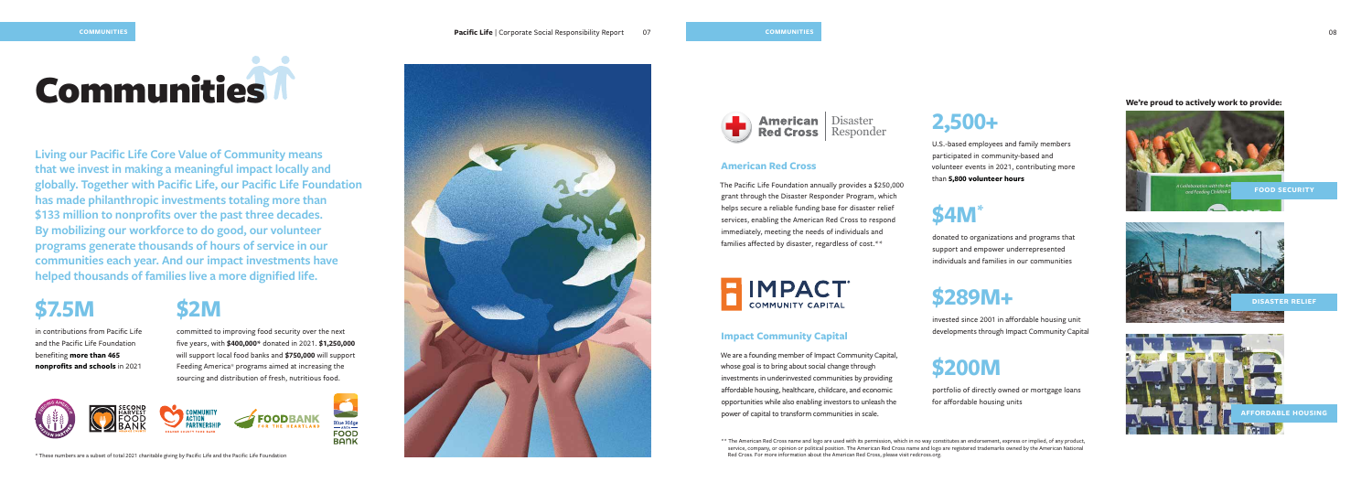# Communities

**Living our Pacific Life Core Value of Community means that we invest in making a meaningful impact locally and globally. Together with Pacific Life, our Pacific Life Foundation has made philanthropic investments totaling more than $133 million to nonprofits over the past three decades. By mobilizing our workforce to do good, our volunteer programs generate thousands of hours of service in our communities each year. And our impact investments have helped thousands of families live a more dignified life.**

## $7.5M

in contributions from Pacific Life and the Pacific Life Foundation benefiting **more than 465 nonprofits and schools** in 2021

## $2M

committed to improving food security over the next five years, with **$400,000*** donated in 2021. **$1,250,000** will support local food banks and **$750,000** will support Feeding America® programs aimed at increasing the sourcing and distribution of fresh, nutritious food.

\* These numbers are a subset of total 2021 charitable giving by Pacific Life and the Pacific Life Foundation

### American Red Cross

The Pacific Life Foundation annually provides a $250,000 grant through the Disaster Responder Program, which helps secure a reliable funding base for disaster relief services, enabling the American Red Cross to respond immediately, meeting the needs of individuals and families affected by disaster, regardless of cost.**

### Impact Community Capital

We are a founding member of Impact Community Capital, whose goal is to bring about social change through investments in underinvested communities by providing affordable housing, healthcare, childcare, and economic opportunities while also enabling investors to unleash the power of capital to transform communities in scale.

## 2,500+

U.S.-based employees and family members participated in community-based and volunteer events in 2021, contributing more than **5,800 volunteer hours**

## $4M*

donated to organizations and programs that support and empower underrepresented individuals and families in our communities

## $289M+

invested since 2001 in affordable housing unit developments through Impact Community Capital

## $200M

portfolio of directly owned or mortgage loans for affordable housing units

**We're proud to actively work to provide:**

- FOOD SECURITY
- DISASTER RELIEF
- AFFORDABLE HOUSING

\*\* The American Red Cross name and logo are used with its permission, which in no way constitutes an endorsement, express or implied, of any product, service, company, or opinion or political position. The American Red Cross name and logo are registered trademarks owned by the American National Red Cross. For more information about the American Red Cross, please visit redcross.org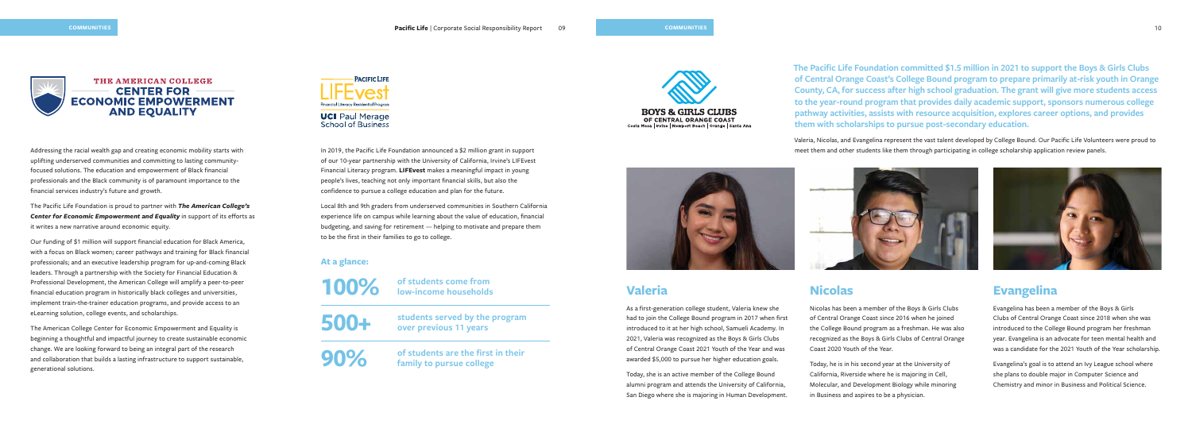## THE AMERICAN COLLEGE CENTER FOR ECONOMIC EMPOWERMENT AND EQUALITY

Addressing the racial wealth gap and creating economic mobility starts with uplifting underserved communities and committing to lasting community-focused solutions. The education and empowerment of Black financial professionals and the Black community is of paramount importance to the financial services industry's future and growth.

The Pacific Life Foundation is proud to partner with ***The American College's Center for Economic Empowerment and Equality*** in support of its efforts as it writes a new narrative around economic equity.

Our funding of $1 million will support financial education for Black America, with a focus on Black women; career pathways and training for Black financial professionals; and an executive leadership program for up-and-coming Black leaders. Through a partnership with the Society for Financial Education & Professional Development, the American College will amplify a peer-to-peer financial education program in historically black colleges and universities, implement train-the-trainer education programs, and provide access to an eLearning solution, college events, and scholarships.

The American College Center for Economic Empowerment and Equality is beginning a thoughtful and impactful journey to create sustainable economic change. We are looking forward to being an integral part of the research and collaboration that builds a lasting infrastructure to support sustainable, generational solutions.

## PACIFIC LIFE LIFEvest

Financial Literacy Residential Program

UCI Paul Merage School of Business

In 2019, the Pacific Life Foundation announced a $2 million grant in support of our 10-year partnership with the University of California, Irvine's LIFEvest Financial Literacy program. **LIFEvest** makes a meaningful impact in young people's lives, teaching not only important financial skills, but also the confidence to pursue a college education and plan for the future.

Local 8th and 9th graders from underserved communities in Southern California experience life on campus while learning about the value of education, financial budgeting, and saving for retirement — helping to motivate and prepare them to be the first in their families to go to college.

### At a glance:

**100%** of students come from low-income households

**500+** students served by the program over previous 11 years

**90%** of students are the first in their family to pursue college

## BOYS & GIRLS CLUBS OF CENTRAL ORANGE COAST

Costa Mesa | Irvine | Newport Beach | Orange | Santa Ana

**The Pacific Life Foundation committed $1.5 million in 2021 to support the Boys & Girls Clubs of Central Orange Coast's College Bound program to prepare primarily at-risk youth in Orange County, CA, for success after high school graduation. The grant will give more students access to the year-round program that provides daily academic support, sponsors numerous college pathway activities, assists with resource acquisition, explores career options, and provides them with scholarships to pursue post-secondary education.**

Valeria, Nicolas, and Evangelina represent the vast talent developed by College Bound. Our Pacific Life Volunteers were proud to meet them and other students like them through participating in college scholarship application review panels.

### Valeria

As a first-generation college student, Valeria knew she had to join the College Bound program in 2017 when first introduced to it at her high school, Samueli Academy. In 2021, Valeria was recognized as the Boys & Girls Clubs of Central Orange Coast 2021 Youth of the Year and was awarded $5,000 to pursue her higher education goals.

Today, she is an active member of the College Bound alumni program and attends the University of California, San Diego where she is majoring in Human Development.

### Nicolas

Nicolas has been a member of the Boys & Girls Clubs of Central Orange Coast since 2016 when he joined the College Bound program as a freshman. He was also recognized as the Boys & Girls Clubs of Central Orange Coast 2020 Youth of the Year.

Today, he is in his second year at the University of California, Riverside where he is majoring in Cell, Molecular, and Development Biology while minoring in Business and aspires to be a physician.

### Evangelina

Evangelina has been a member of the Boys & Girls Clubs of Central Orange Coast since 2018 when she was introduced to the College Bound program her freshman year. Evangelina is an advocate for teen mental health and was a candidate for the 2021 Youth of the Year scholarship.

Evangelina's goal is to attend an Ivy League school where she plans to double major in Computer Science and Chemistry and minor in Business and Political Science.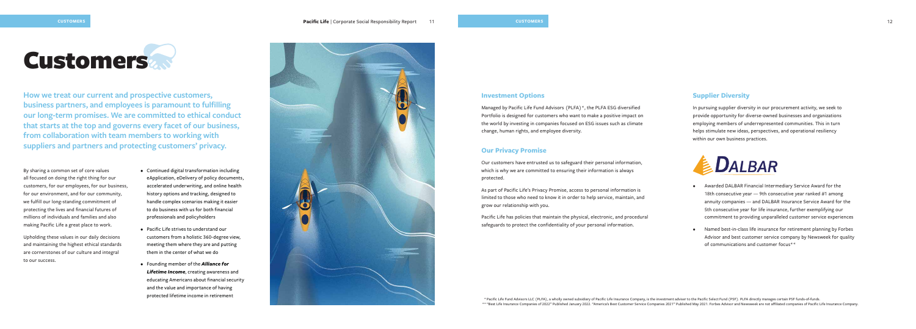# Customers

**How we treat our current and prospective customers, business partners, and employees is paramount to fulfilling our long-term promises. We are committed to ethical conduct that starts at the top and governs every facet of our business, from collaboration with team members to working with suppliers and partners and protecting customers' privacy.**

By sharing a common set of core values all focused on doing the right thing for our customers, for our employees, for our business, for our environment, and for our community, we fulfill our long-standing commitment of protecting the lives and financial futures of millions of individuals and families and also making Pacific Life a great place to work.

Upholding these values in our daily decisions and maintaining the highest ethical standards are cornerstones of our culture and integral to our success.

- Continued digital transformation including eApplication, eDelivery of policy documents, accelerated underwriting, and online health history options and tracking, designed to handle complex scenarios making it easier to do business with us for both financial professionals and policyholders
- Pacific Life strives to understand our customers from a holistic 360-degree view, meeting them where they are and putting them in the center of what we do
- Founding member of the ***Alliance for Lifetime Income***, creating awareness and educating Americans about financial security and the value and importance of having protected lifetime income in retirement

## Investment Options

Managed by Pacific Life Fund Advisors (PLFA)*, the PLFA ESG diversified Portfolio is designed for customers who want to make a positive impact on the world by investing in companies focused on ESG issues such as climate change, human rights, and employee diversity.

## Our Privacy Promise

Our customers have entrusted us to safeguard their personal information, which is why we are committed to ensuring their information is always protected.

As part of Pacific Life's Privacy Promise, access to personal information is limited to those who need to know it in order to help service, maintain, and grow our relationship with you.

Pacific Life has policies that maintain the physical, electronic, and procedural safeguards to protect the confidentiality of your personal information.

## Supplier Diversity

In pursuing supplier diversity in our procurement activity, we seek to provide opportunity for diverse-owned businesses and organizations employing members of underrepresented communities. This in turn helps stimulate new ideas, perspectives, and operational resiliency within our own business practices.

DALBAR

- Awarded DALBAR Financial Intermediary Service Award for the 18th consecutive year — 9th consecutive year ranked #1 among annuity companies — and DALBAR Insurance Service Award for the 5th consecutive year for life insurance, further exemplifying our commitment to providing unparalleled customer service experiences
- Named best-in-class life insurance for retirement planning by Forbes Advisor and best customer service company by Newsweek for quality of communications and customer focus**

\* Pacific Life Fund Advisors LLC (PLFA), a wholly owned subsidiary of Pacific Life Insurance Company, is the investment adviser to the Pacific Select Fund (PSF). PLFA directly manages certain PSF funds-of-funds.

\*\* "Best Life Insurance Companies of 2022" Published January 2022. "America's Best Customer Service Companies 2021" Published May 2021. Forbes Advisor and Newsweek are not affiliated companies of Pacific Life Insurance Company.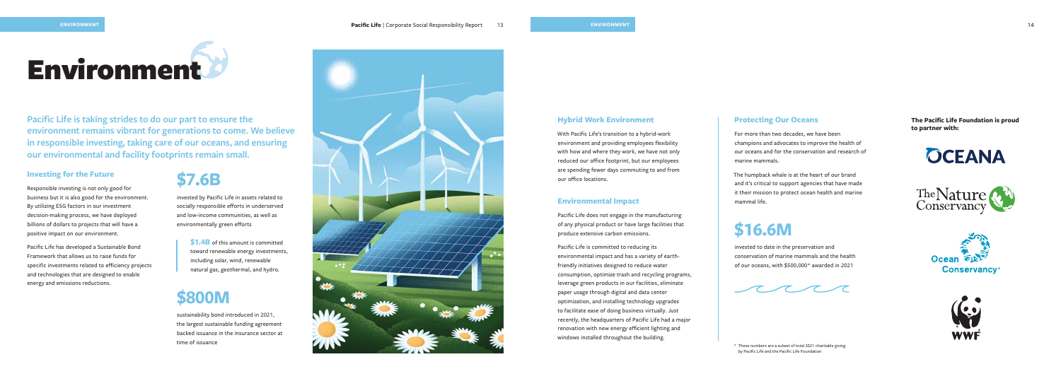# Environment

**Pacific Life is taking strides to do our part to ensure the environment remains vibrant for generations to come. We believe in responsible investing, taking care of our oceans, and ensuring our environmental and facility footprints remain small.**

### Investing for the Future

Responsible investing is not only good for business but it is also good for the environment. By utilizing ESG factors in our investment decision-making process, we have deployed billions of dollars to projects that will have a positive impact on our environment.

Pacific Life has developed a Sustainable Bond Framework that allows us to raise funds for specific investments related to efficiency projects and technologies that are designed to enable energy and emissions reductions.

## $7.6B

invested by Pacific Life in assets related to socially responsible efforts in underserved and low-income communities, as well as environmentally green efforts

**$1.4B** of this amount is committed toward renewable energy investments, including solar, wind, renewable natural gas, geothermal, and hydro.

## $800M

sustainability bond introduced in 2021, the largest sustainable funding agreement backed issuance in the insurance sector at time of issuance

### Hybrid Work Environment

With Pacific Life's transition to a hybrid-work environment and providing employees flexibility with how and where they work, we have not only reduced our office footprint, but our employees are spending fewer days commuting to and from our office locations.

### Environmental Impact

Pacific Life does not engage in the manufacturing of any physical product or have large facilities that produce extensive carbon emissions.

Pacific Life is committed to reducing its environmental impact and has a variety of earth-friendly initiatives designed to reduce water consumption, optimize trash and recycling programs, leverage green products in our facilities, eliminate paper usage through digital and data center optimization, and installing technology upgrades to facilitate ease of doing business virtually. Just recently, the headquarters of Pacific Life had a major renovation with new energy efficient lighting and windows installed throughout the building.

### Protecting Our Oceans

For more than two decades, we have been champions and advocates to improve the health of our oceans and for the conservation and research of marine mammals.

The humpback whale is at the heart of our brand and it's critical to support agencies that have made it their mission to protect ocean health and marine mammal life.

## $16.6M

invested to date in the preservation and conservation of marine mammals and the health of our oceans, with $500,000* awarded in 2021

**The Pacific Life Foundation is proud to partner with:**

- Oceana
- The Nature Conservancy
- Ocean Conservancy
- WWF

\* These numbers are a subset of total 2021 charitable giving by Pacific Life and the Pacific Life Foundation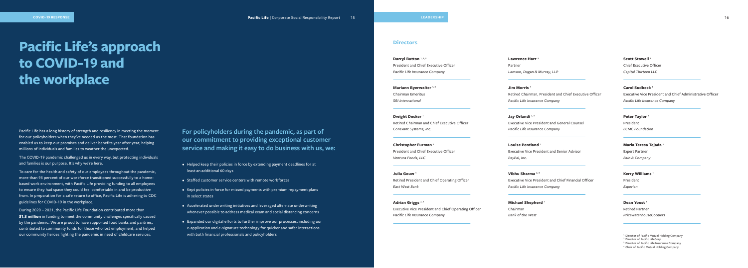# Pacific Life's approach to COVID-19 and the workplace

Pacific Life has a long history of strength and resiliency in meeting the moment for our policyholders when they've needed us the most. That foundation has enabled us to keep our promises and deliver benefits year after year, helping millions of individuals and families to weather the unexpected.

The COVID-19 pandemic challenged us in every way, but protecting individuals and families is our purpose. It's why we're here.

To care for the health and safety of our employees throughout the pandemic, more than 98 percent of our workforce transitioned successfully to a home-based work environment, with Pacific Life providing funding to all employees to ensure they had space they could feel comfortable in and be productive from. In preparation for a safe return to office, Pacific Life is adhering to CDC guidelines for COVID-19 in the workplace.

During 2020 – 2021, the Pacific Life Foundation contributed more than **$1.8 million** in funding to meet the community challenges specifically caused by the pandemic. We are proud to have supported food banks and pantries, contributed to community funds for those who lost employment, and helped our community heroes fighting the pandemic in need of childcare services.

## For policyholders during the pandemic, as part of our commitment to providing exceptional customer service and making it easy to do business with us, we:

- Helped keep their policies in force by extending payment deadlines for at least an additional 60 days
- Staffed customer service centers with remote workforces
- Kept policies in force for missed payments with premium repayment plans in select states
- Accelerated underwriting initiatives and leveraged alternate underwriting whenever possible to address medical exam and social distancing concerns
- Expanded our digital efforts to further improve our processes, including our e-application and e-signature technology for quicker and safer interactions with both financial professionals and policyholders

## Directors

**Darryl Button** [1,2,3]
President and Chief Executive Officer
*Pacific Life Insurance Company*

**Mariann Byerwalter** [1,4]
Chairman Emeritus
*SRI International*

**Dwight Decker** [1]
Retired Chairman and Chief Executive Officer
*Conexant Systems, Inc.*

**Christopher Furman** [1]
President and Chief Executive Officer
*Ventura Foods, LLC*

**Julia Gouw** [1]
Retired President and Chief Operating Officer
*East West Bank*

**Adrian Griggs** [2,3]
Executive Vice President and Chief Operating Officer
*Pacific Life Insurance Company*

**Lawrence Harr** [1]
Partner
*Lamson, Dugan & Murray, LLP*

**Jim Morris** [1]
Retired Chairman, President and Chief Executive Officer
*Pacific Life Insurance Company*

**Jay Orlandi** [2,3]
Executive Vice President and General Counsel
*Pacific Life Insurance Company*

**Louise Pentland** [1]
Executive Vice President and Senior Advisor
*PayPal, Inc.*

**Vibhu Sharma** [2,3]
Executive Vice President and Chief Financial Officer
*Pacific Life Insurance Company*

**Michael Shepherd** [1]
Chairman
*Bank of the West*

**Scott Stowell** [1]
Chief Executive Officer
*Capital Thirteen LLC*

**Carol Sudbeck** [2]
Executive Vice President and Chief Administrative Officer
*Pacific Life Insurance Company*

**Peter Taylor** [1]
President
*ECMC Foundation*

**Maria Teresa Tejada** [1]
Expert Partner
*Bain & Company*

**Kerry Williams** [1]
President
*Experian*

**Dean Yoost** [1]
Retired Partner
*PricewaterhouseCoopers*

[1] Director of Pacific Mutual Holding Company
[2] Director of Pacific LifeCorp
[3] Director of Pacific Life Insurance Company
[4] Chair of Pacific Mutual Holding Company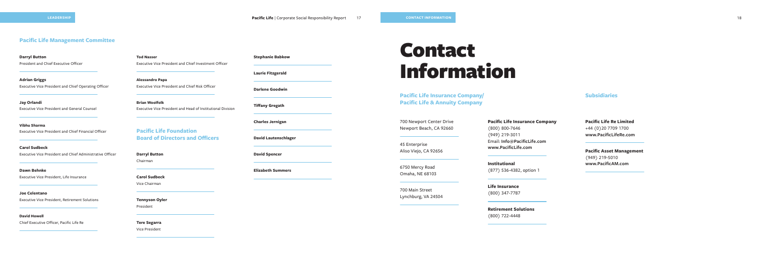## Pacific Life Management Committee

**Darryl Button**
President and Chief Executive Officer

**Adrian Griggs**
Executive Vice President and Chief Operating Officer

**Jay Orlandi**
Executive Vice President and General Counsel

**Vibhu Sharma**
Executive Vice President and Chief Financial Officer

**Carol Sudbeck**
Executive Vice President and Chief Administrative Officer

**Dawn Behnke**
Executive Vice President, Life Insurance

**Joe Celentano**
Executive Vice President, Retirement Solutions

**David Howell**
Chief Executive Officer, Pacific Life Re

**Tod Nasser**
Executive Vice President and Chief Investment Officer

**Alessandro Papa**
Executive Vice President and Chief Risk Officer

**Brian Woolfolk**
Executive Vice President and Head of Institutional Division

## Pacific Life Foundation Board of Directors and Officers

**Darryl Button**
Chairman

**Carol Sudbeck**
Vice Chairman

**Tennyson Oyler**
President

**Tere Segarra**
Vice President

**Stephanie Babkow**

**Laurie Fitzgerald**

**Darlene Goodwin**

**Tiffany Gregath**

**Charles Jernigan**

**David Lautenschlager**

**David Spencer**

**Elizabeth Summers**

# Contact Information

## Pacific Life Insurance Company/ Pacific Life & Annuity Company

700 Newport Center Drive
Newport Beach, CA 92660

45 Enterprise
Aliso Viejo, CA 92656

6750 Mercy Road
Omaha, NE 68103

700 Main Street
Lynchburg, VA 24504

**Pacific Life Insurance Company**
(800) 800-7646
(949) 219-3011
Email: **Info@PacificLife.com**
**www.PacificLife.com**

**Institutional**
(877) 536-4382, option 1

**Life Insurance**
(800) 347-7787

**Retirement Solutions**
(800) 722-4448

## Subsidiaries

**Pacific Life Re Limited**
+44 (0)20 7709 1700
**www.PacificLifeRe.com**

**Pacific Asset Management**
(949) 219-5010
**www.PacificAM.com**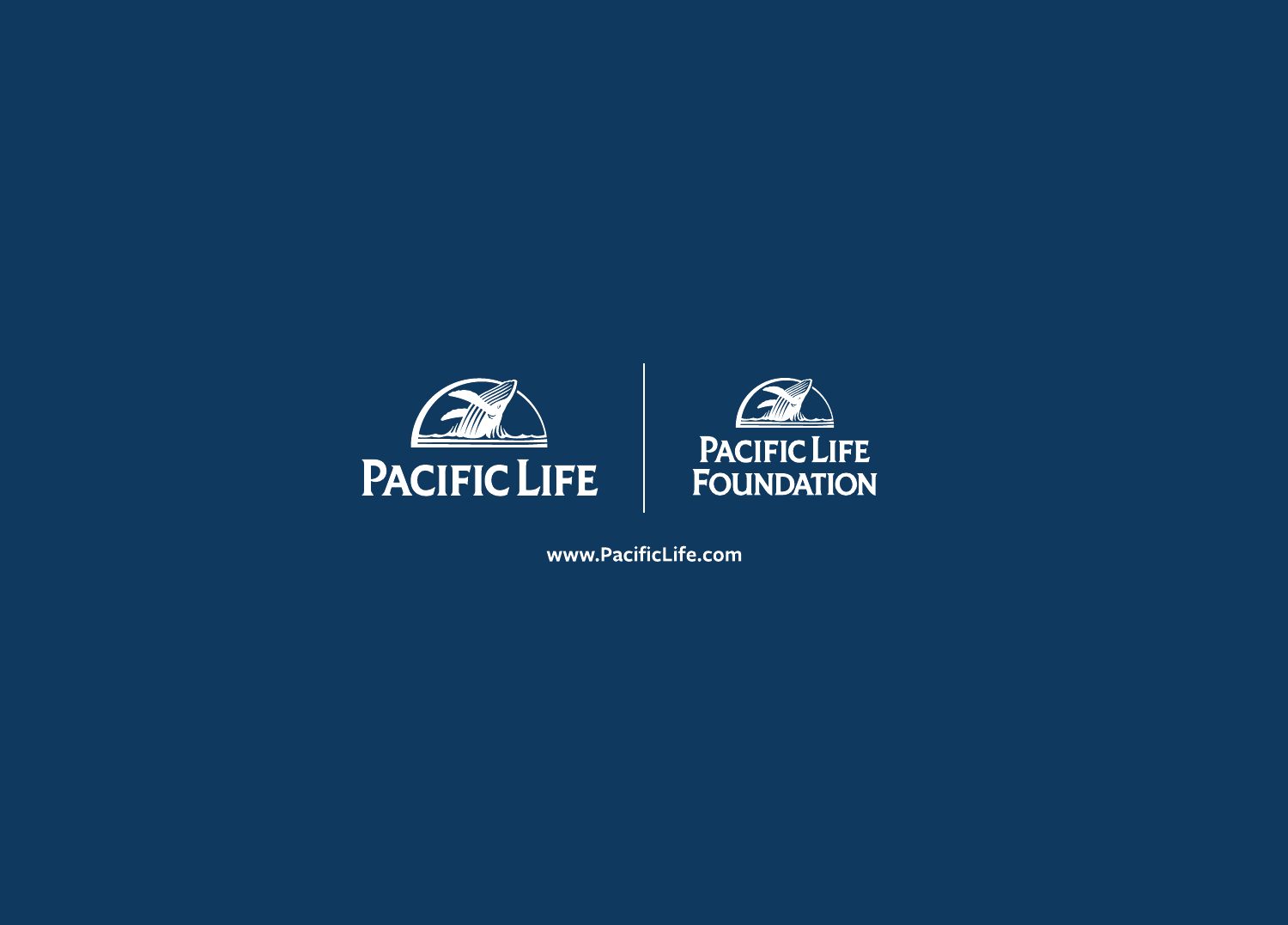PACIFIC LIFE

PACIFIC LIFE FOUNDATION

www.PacificLife.com